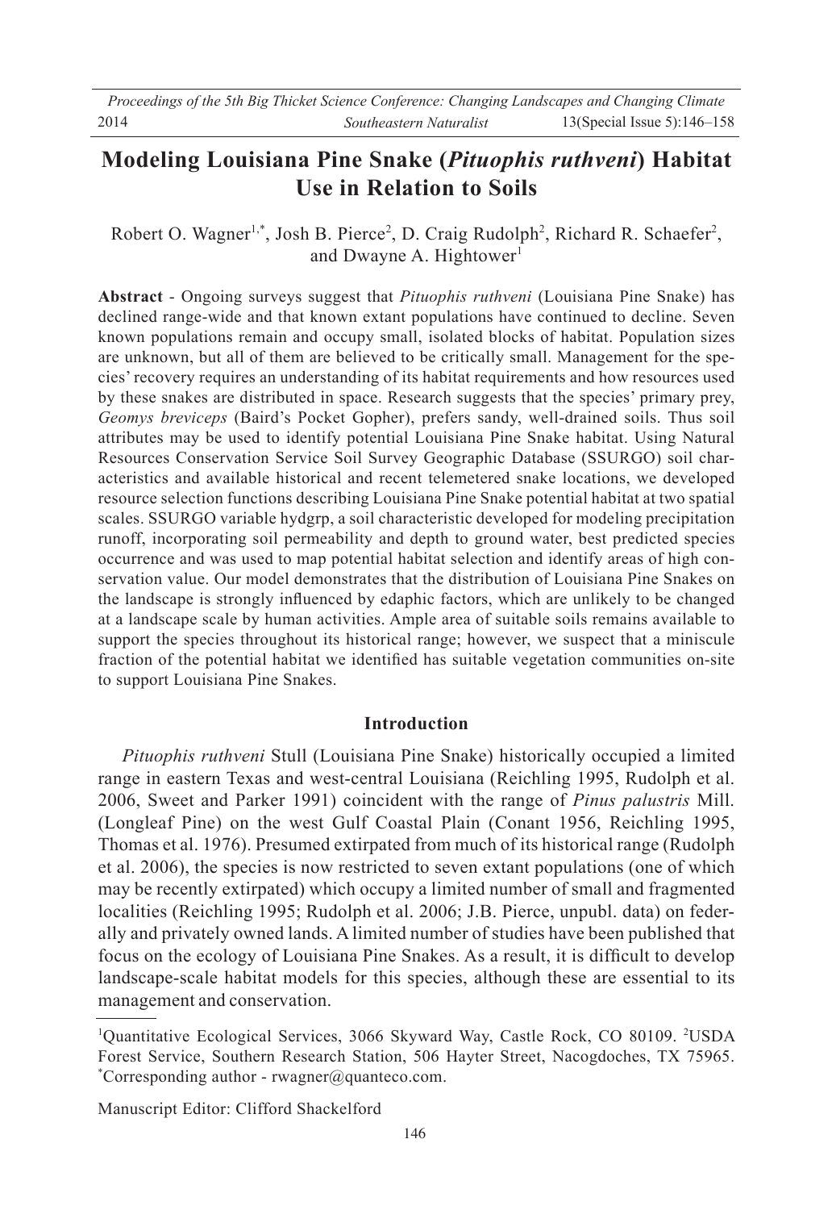# Modeling Louisiana Pine Snake (*Pituophis ruthveni*) Habitat Use in Relation to Soils

Robert O. Wagner[1,*], Josh B. Pierce[2], D. Craig Rudolph[2], Richard R. Schaefer[2], and Dwayne A. Hightower[1]

**Abstract** - Ongoing surveys suggest that *Pituophis ruthveni* (Louisiana Pine Snake) has declined range-wide and that known extant populations have continued to decline. Seven known populations remain and occupy small, isolated blocks of habitat. Population sizes are unknown, but all of them are believed to be critically small. Management for the species' recovery requires an understanding of its habitat requirements and how resources used by these snakes are distributed in space. Research suggests that the species' primary prey, *Geomys breviceps* (Baird's Pocket Gopher), prefers sandy, well-drained soils. Thus soil attributes may be used to identify potential Louisiana Pine Snake habitat. Using Natural Resources Conservation Service Soil Survey Geographic Database (SSURGO) soil characteristics and available historical and recent telemetered snake locations, we developed resource selection functions describing Louisiana Pine Snake potential habitat at two spatial scales. SSURGO variable hydgrp, a soil characteristic developed for modeling precipitation runoff, incorporating soil permeability and depth to ground water, best predicted species occurrence and was used to map potential habitat selection and identify areas of high conservation value. Our model demonstrates that the distribution of Louisiana Pine Snakes on the landscape is strongly influenced by edaphic factors, which are unlikely to be changed at a landscape scale by human activities. Ample area of suitable soils remains available to support the species throughout its historical range; however, we suspect that a miniscule fraction of the potential habitat we identified has suitable vegetation communities on-site to support Louisiana Pine Snakes.

## Introduction

*Pituophis ruthveni* Stull (Louisiana Pine Snake) historically occupied a limited range in eastern Texas and west-central Louisiana (Reichling 1995, Rudolph et al. 2006, Sweet and Parker 1991) coincident with the range of *Pinus palustris* Mill. (Longleaf Pine) on the west Gulf Coastal Plain (Conant 1956, Reichling 1995, Thomas et al. 1976). Presumed extirpated from much of its historical range (Rudolph et al. 2006), the species is now restricted to seven extant populations (one of which may be recently extirpated) which occupy a limited number of small and fragmented localities (Reichling 1995; Rudolph et al. 2006; J.B. Pierce, unpubl. data) on federally and privately owned lands. A limited number of studies have been published that focus on the ecology of Louisiana Pine Snakes. As a result, it is difficult to develop landscape-scale habitat models for this species, although these are essential to its management and conservation.

---

[1]Quantitative Ecological Services, 3066 Skyward Way, Castle Rock, CO 80109. [2]USDA Forest Service, Southern Research Station, 506 Hayter Street, Nacogdoches, TX 75965. [*]Corresponding author - rwagner@quanteco.com.

Manuscript Editor: Clifford Shackelford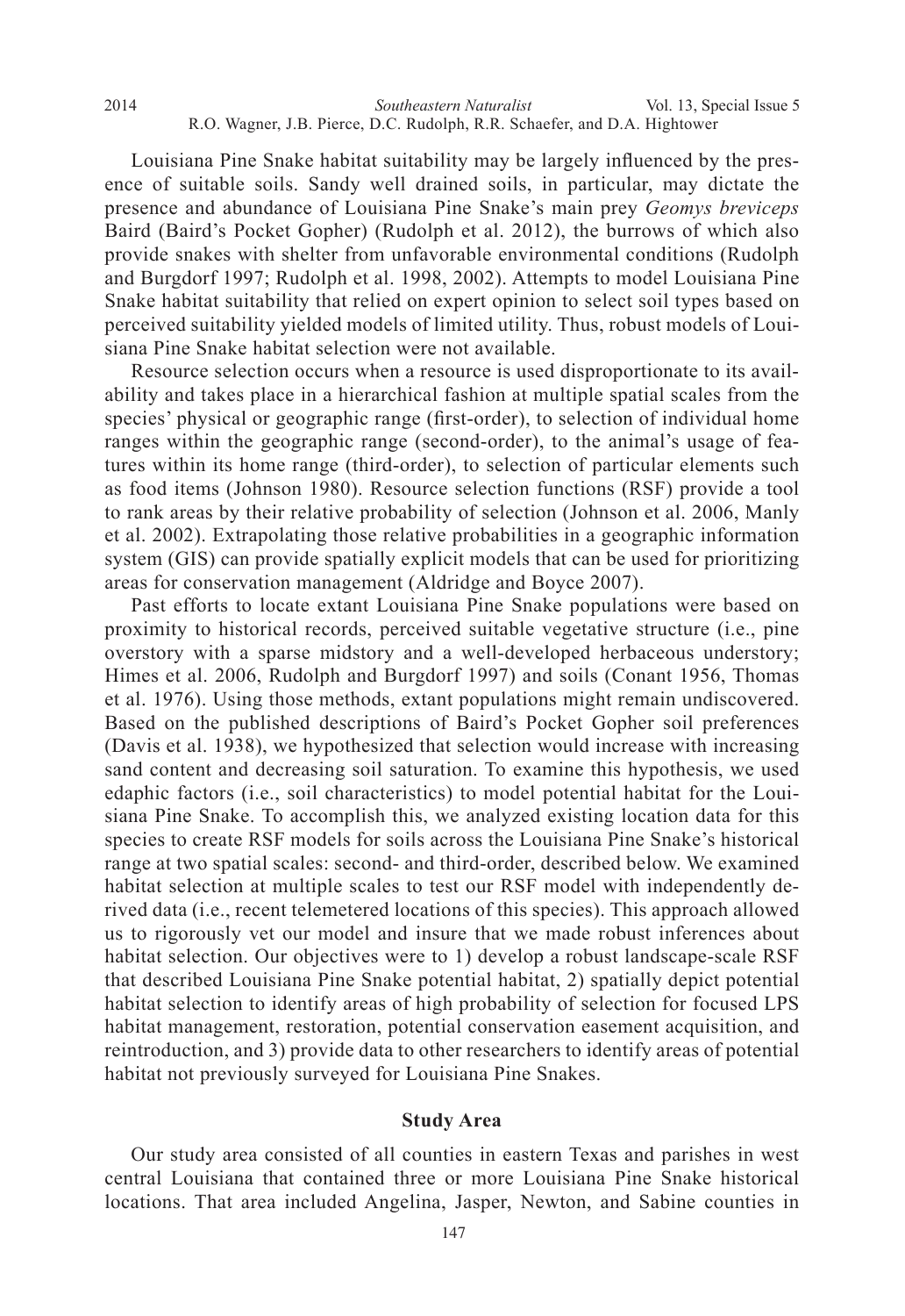Louisiana Pine Snake habitat suitability may be largely influenced by the presence of suitable soils. Sandy well drained soils, in particular, may dictate the presence and abundance of Louisiana Pine Snake's main prey *Geomys breviceps* Baird (Baird's Pocket Gopher) (Rudolph et al. 2012), the burrows of which also provide snakes with shelter from unfavorable environmental conditions (Rudolph and Burgdorf 1997; Rudolph et al. 1998, 2002). Attempts to model Louisiana Pine Snake habitat suitability that relied on expert opinion to select soil types based on perceived suitability yielded models of limited utility. Thus, robust models of Louisiana Pine Snake habitat selection were not available.

Resource selection occurs when a resource is used disproportionate to its availability and takes place in a hierarchical fashion at multiple spatial scales from the species' physical or geographic range (first-order), to selection of individual home ranges within the geographic range (second-order), to the animal's usage of features within its home range (third-order), to selection of particular elements such as food items (Johnson 1980). Resource selection functions (RSF) provide a tool to rank areas by their relative probability of selection (Johnson et al. 2006, Manly et al. 2002). Extrapolating those relative probabilities in a geographic information system (GIS) can provide spatially explicit models that can be used for prioritizing areas for conservation management (Aldridge and Boyce 2007).

Past efforts to locate extant Louisiana Pine Snake populations were based on proximity to historical records, perceived suitable vegetative structure (i.e., pine overstory with a sparse midstory and a well-developed herbaceous understory; Himes et al. 2006, Rudolph and Burgdorf 1997) and soils (Conant 1956, Thomas et al. 1976). Using those methods, extant populations might remain undiscovered. Based on the published descriptions of Baird's Pocket Gopher soil preferences (Davis et al. 1938), we hypothesized that selection would increase with increasing sand content and decreasing soil saturation. To examine this hypothesis, we used edaphic factors (i.e., soil characteristics) to model potential habitat for the Louisiana Pine Snake. To accomplish this, we analyzed existing location data for this species to create RSF models for soils across the Louisiana Pine Snake's historical range at two spatial scales: second- and third-order, described below. We examined habitat selection at multiple scales to test our RSF model with independently derived data (i.e., recent telemetered locations of this species). This approach allowed us to rigorously vet our model and insure that we made robust inferences about habitat selection. Our objectives were to 1) develop a robust landscape-scale RSF that described Louisiana Pine Snake potential habitat, 2) spatially depict potential habitat selection to identify areas of high probability of selection for focused LPS habitat management, restoration, potential conservation easement acquisition, and reintroduction, and 3) provide data to other researchers to identify areas of potential habitat not previously surveyed for Louisiana Pine Snakes.

## Study Area

Our study area consisted of all counties in eastern Texas and parishes in west central Louisiana that contained three or more Louisiana Pine Snake historical locations. That area included Angelina, Jasper, Newton, and Sabine counties in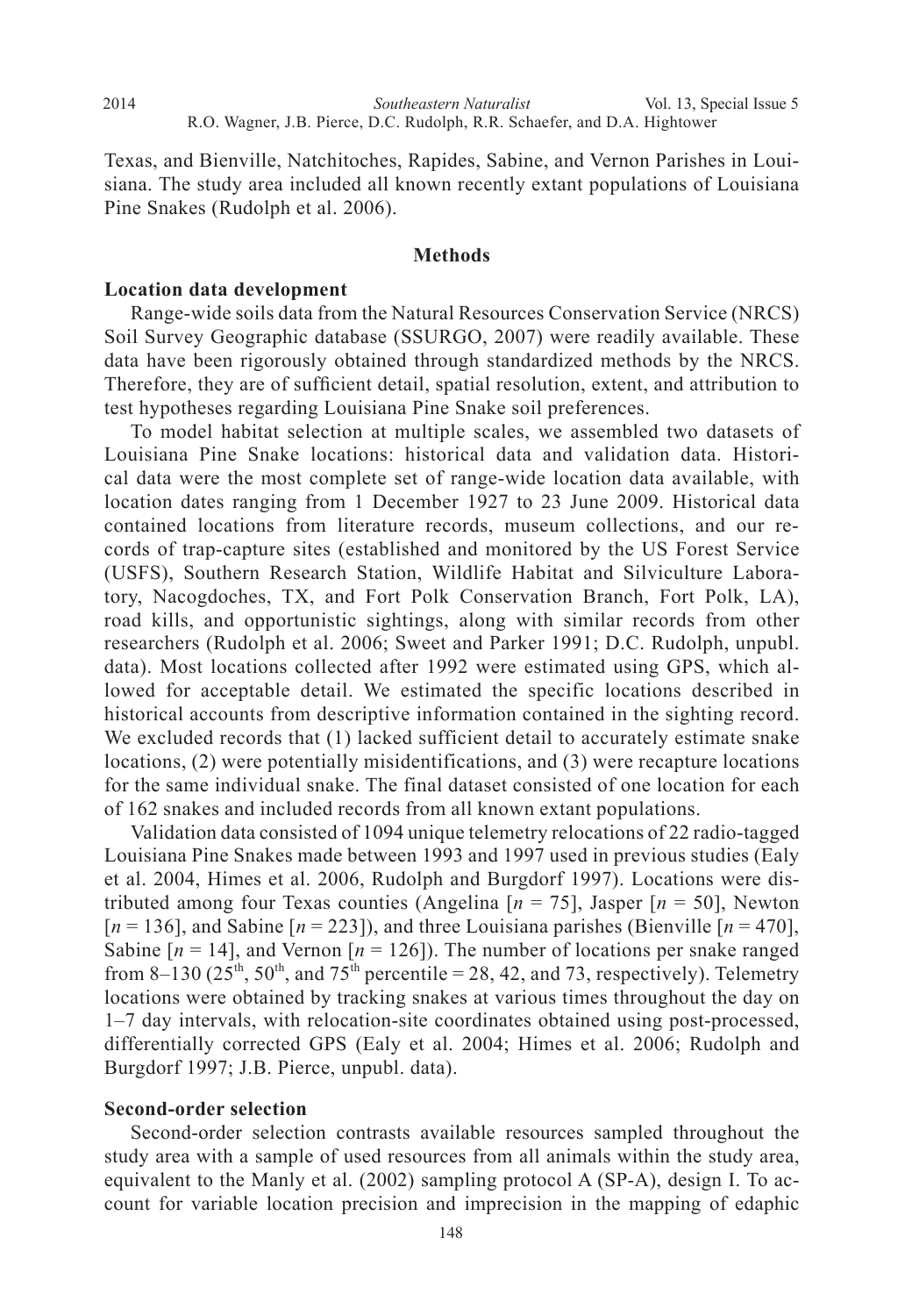Texas, and Bienville, Natchitoches, Rapides, Sabine, and Vernon Parishes in Louisiana. The study area included all known recently extant populations of Louisiana Pine Snakes (Rudolph et al. 2006).

## Methods

### Location data development

Range-wide soils data from the Natural Resources Conservation Service (NRCS) Soil Survey Geographic database (SSURGO, 2007) were readily available. These data have been rigorously obtained through standardized methods by the NRCS. Therefore, they are of sufficient detail, spatial resolution, extent, and attribution to test hypotheses regarding Louisiana Pine Snake soil preferences.

To model habitat selection at multiple scales, we assembled two datasets of Louisiana Pine Snake locations: historical data and validation data. Historical data were the most complete set of range-wide location data available, with location dates ranging from 1 December 1927 to 23 June 2009. Historical data contained locations from literature records, museum collections, and our records of trap-capture sites (established and monitored by the US Forest Service (USFS), Southern Research Station, Wildlife Habitat and Silviculture Laboratory, Nacogdoches, TX, and Fort Polk Conservation Branch, Fort Polk, LA), road kills, and opportunistic sightings, along with similar records from other researchers (Rudolph et al. 2006; Sweet and Parker 1991; D.C. Rudolph, unpubl. data). Most locations collected after 1992 were estimated using GPS, which allowed for acceptable detail. We estimated the specific locations described in historical accounts from descriptive information contained in the sighting record. We excluded records that (1) lacked sufficient detail to accurately estimate snake locations, (2) were potentially misidentifications, and (3) were recapture locations for the same individual snake. The final dataset consisted of one location for each of 162 snakes and included records from all known extant populations.

Validation data consisted of 1094 unique telemetry relocations of 22 radio-tagged Louisiana Pine Snakes made between 1993 and 1997 used in previous studies (Ealy et al. 2004, Himes et al. 2006, Rudolph and Burgdorf 1997). Locations were distributed among four Texas counties (Angelina [$n$ = 75], Jasper [$n$ = 50], Newton [$n$ = 136], and Sabine [$n$ = 223]), and three Louisiana parishes (Bienville [$n$ = 470], Sabine [$n$ = 14], and Vernon [$n$ = 126]). The number of locations per snake ranged from 8–130 (25$^{th}$, 50$^{th}$, and 75$^{th}$ percentile = 28, 42, and 73, respectively). Telemetry locations were obtained by tracking snakes at various times throughout the day on 1–7 day intervals, with relocation-site coordinates obtained using post-processed, differentially corrected GPS (Ealy et al. 2004; Himes et al. 2006; Rudolph and Burgdorf 1997; J.B. Pierce, unpubl. data).

### Second-order selection

Second-order selection contrasts available resources sampled throughout the study area with a sample of used resources from all animals within the study area, equivalent to the Manly et al. (2002) sampling protocol A (SP-A), design I. To account for variable location precision and imprecision in the mapping of edaphic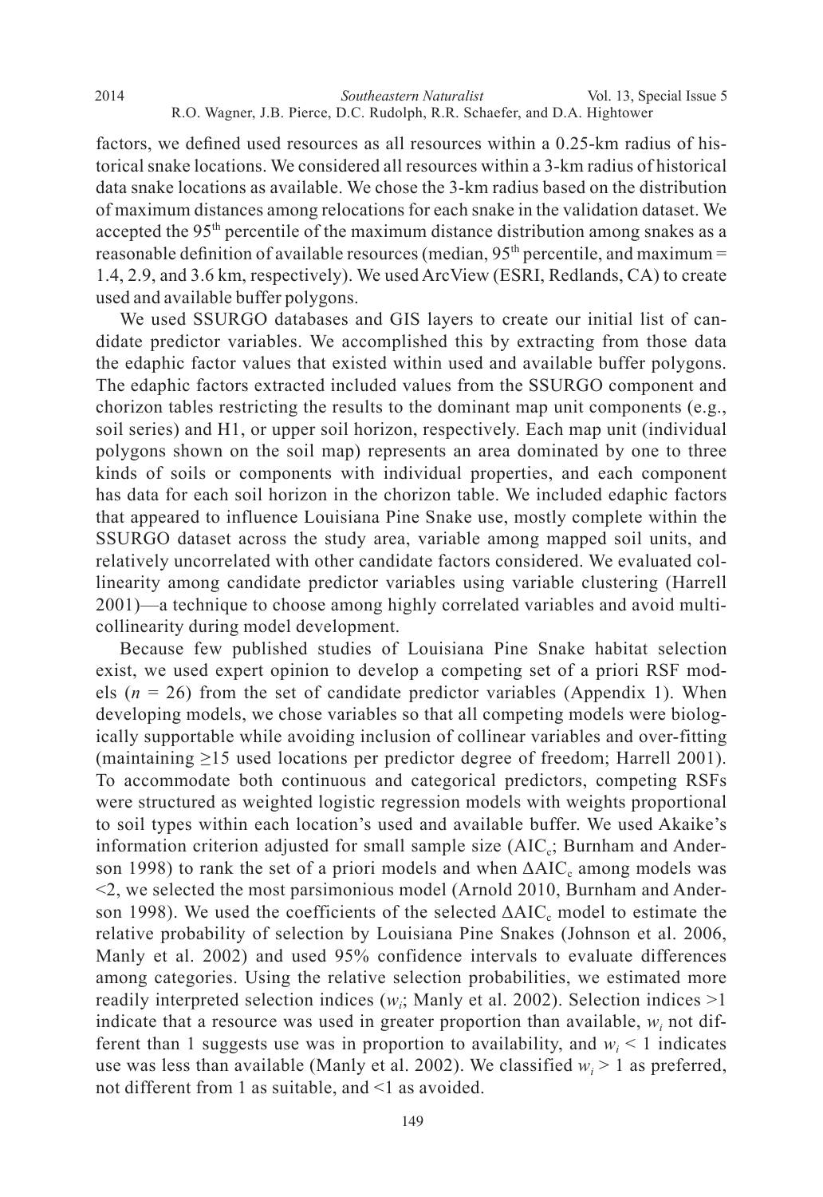factors, we defined used resources as all resources within a 0.25-km radius of historical snake locations. We considered all resources within a 3-km radius of historical data snake locations as available. We chose the 3-km radius based on the distribution of maximum distances among relocations for each snake in the validation dataset. We accepted the 95th percentile of the maximum distance distribution among snakes as a reasonable definition of available resources (median, 95th percentile, and maximum = 1.4, 2.9, and 3.6 km, respectively). We used ArcView (ESRI, Redlands, CA) to create used and available buffer polygons.

We used SSURGO databases and GIS layers to create our initial list of candidate predictor variables. We accomplished this by extracting from those data the edaphic factor values that existed within used and available buffer polygons. The edaphic factors extracted included values from the SSURGO component and chorizon tables restricting the results to the dominant map unit components (e.g., soil series) and H1, or upper soil horizon, respectively. Each map unit (individual polygons shown on the soil map) represents an area dominated by one to three kinds of soils or components with individual properties, and each component has data for each soil horizon in the chorizon table. We included edaphic factors that appeared to influence Louisiana Pine Snake use, mostly complete within the SSURGO dataset across the study area, variable among mapped soil units, and relatively uncorrelated with other candidate factors considered. We evaluated collinearity among candidate predictor variables using variable clustering (Harrell 2001)—a technique to choose among highly correlated variables and avoid multicollinearity during model development.

Because few published studies of Louisiana Pine Snake habitat selection exist, we used expert opinion to develop a competing set of a priori RSF models ($n$ = 26) from the set of candidate predictor variables (Appendix 1). When developing models, we chose variables so that all competing models were biologically supportable while avoiding inclusion of collinear variables and over-fitting (maintaining ≥15 used locations per predictor degree of freedom; Harrell 2001). To accommodate both continuous and categorical predictors, competing RSFs were structured as weighted logistic regression models with weights proportional to soil types within each location's used and available buffer. We used Akaike's information criterion adjusted for small sample size ($AIC_c$; Burnham and Anderson 1998) to rank the set of a priori models and when $\Delta AIC_c$ among models was <2, we selected the most parsimonious model (Arnold 2010, Burnham and Anderson 1998). We used the coefficients of the selected $\Delta AIC_c$ model to estimate the relative probability of selection by Louisiana Pine Snakes (Johnson et al. 2006, Manly et al. 2002) and used 95% confidence intervals to evaluate differences among categories. Using the relative selection probabilities, we estimated more readily interpreted selection indices ($w_i$; Manly et al. 2002). Selection indices >1 indicate that a resource was used in greater proportion than available, $w_i$ not different than 1 suggests use was in proportion to availability, and $w_i < 1$ indicates use was less than available (Manly et al. 2002). We classified $w_i > 1$ as preferred, not different from 1 as suitable, and <1 as avoided.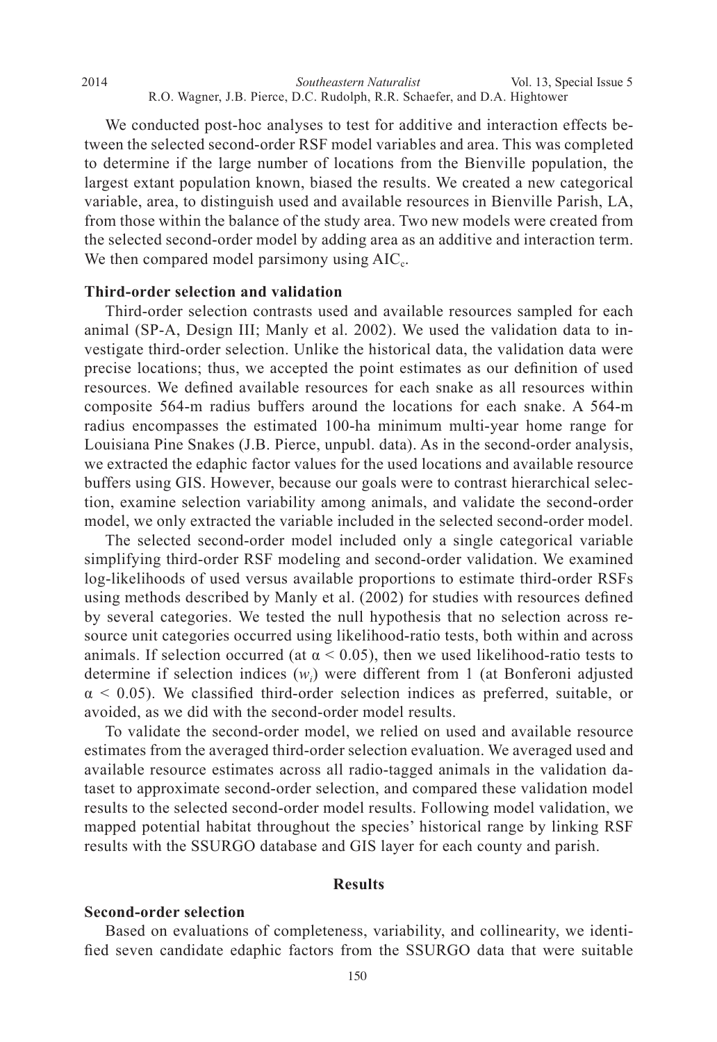We conducted post-hoc analyses to test for additive and interaction effects between the selected second-order RSF model variables and area. This was completed to determine if the large number of locations from the Bienville population, the largest extant population known, biased the results. We created a new categorical variable, area, to distinguish used and available resources in Bienville Parish, LA, from those within the balance of the study area. Two new models were created from the selected second-order model by adding area as an additive and interaction term. We then compared model parsimony using $AIC_c$.

**Third-order selection and validation**

Third-order selection contrasts used and available resources sampled for each animal (SP-A, Design III; Manly et al. 2002). We used the validation data to investigate third-order selection. Unlike the historical data, the validation data were precise locations; thus, we accepted the point estimates as our definition of used resources. We defined available resources for each snake as all resources within composite 564-m radius buffers around the locations for each snake. A 564-m radius encompasses the estimated 100-ha minimum multi-year home range for Louisiana Pine Snakes (J.B. Pierce, unpubl. data). As in the second-order analysis, we extracted the edaphic factor values for the used locations and available resource buffers using GIS. However, because our goals were to contrast hierarchical selection, examine selection variability among animals, and validate the second-order model, we only extracted the variable included in the selected second-order model.

The selected second-order model included only a single categorical variable simplifying third-order RSF modeling and second-order validation. We examined log-likelihoods of used versus available proportions to estimate third-order RSFs using methods described by Manly et al. (2002) for studies with resources defined by several categories. We tested the null hypothesis that no selection across resource unit categories occurred using likelihood-ratio tests, both within and across animals. If selection occurred (at $\alpha < 0.05$), then we used likelihood-ratio tests to determine if selection indices ($w_i$) were different from 1 (at Bonferoni adjusted $\alpha < 0.05$). We classified third-order selection indices as preferred, suitable, or avoided, as we did with the second-order model results.

To validate the second-order model, we relied on used and available resource estimates from the averaged third-order selection evaluation. We averaged used and available resource estimates across all radio-tagged animals in the validation dataset to approximate second-order selection, and compared these validation model results to the selected second-order model results. Following model validation, we mapped potential habitat throughout the species' historical range by linking RSF results with the SSURGO database and GIS layer for each county and parish.

## Results

**Second-order selection**

Based on evaluations of completeness, variability, and collinearity, we identified seven candidate edaphic factors from the SSURGO data that were suitable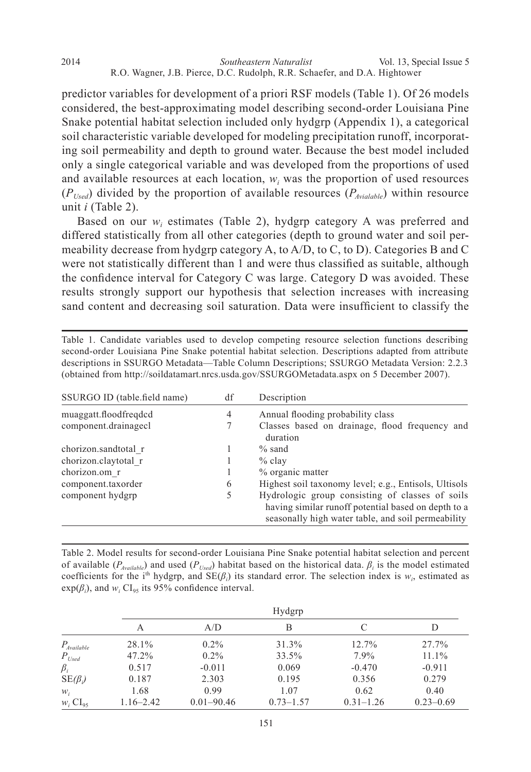predictor variables for development of a priori RSF models (Table 1). Of 26 models considered, the best-approximating model describing second-order Louisiana Pine Snake potential habitat selection included only hydgrp (Appendix 1), a categorical soil characteristic variable developed for modeling precipitation runoff, incorporating soil permeability and depth to ground water. Because the best model included only a single categorical variable and was developed from the proportions of used and available resources at each location, $w_i$ was the proportion of used resources ($P_{Used}$) divided by the proportion of available resources ($P_{Avialable}$) within resource unit $i$ (Table 2).

Based on our $w_i$ estimates (Table 2), hydgrp category A was preferred and differed statistically from all other categories (depth to ground water and soil permeability decrease from hydgrp category A, to A/D, to C, to D). Categories B and C were not statistically different than 1 and were thus classified as suitable, although the confidence interval for Category C was large. Category D was avoided. These results strongly support our hypothesis that selection increases with increasing sand content and decreasing soil saturation. Data were insufficient to classify the

Table 1. Candidate variables used to develop competing resource selection functions describing second-order Louisiana Pine Snake potential habitat selection. Descriptions adapted from attribute descriptions in SSURGO Metadata—Table Column Descriptions; SSURGO Metadata Version: 2.2.3 (obtained from http://soildatamart.nrcs.usda.gov/SSURGOMetadata.aspx on 5 December 2007).

| SSURGO ID (table.field name) | df | Description |
|---|---|---|
| muaggatt.floodfreqdcd | 4 | Annual flooding probability class |
| component.drainagecl | 7 | Classes based on drainage, flood frequency and duration |
| chorizon.sandtotal_r | 1 | % sand |
| chorizon.claytotal_r | 1 | % clay |
| chorizon.om_r | 1 | % organic matter |
| component.taxorder | 6 | Highest soil taxonomy level; e.g., Entisols, Ultisols |
| component hydgrp | 5 | Hydrologic group consisting of classes of soils having similar runoff potential based on depth to a seasonally high water table, and soil permeability |

Table 2. Model results for second-order Louisiana Pine Snake potential habitat selection and percent of available ($P_{Available}$) and used ($P_{Used}$) habitat based on the historical data. $\beta_i$ is the model estimated coefficients for the i[th] hydgrp, and SE($\beta_i$) its standard error. The selection index is $w_i$, estimated as exp($\beta_i$), and $w_i$ $CI_{95}$ its 95% confidence interval.

| | Hydgrp | | | | |
|---|---|---|---|---|---|
| | A | A/D | B | C | D |
| $P_{Available}$ | 28.1% | 0.2% | 31.3% | 12.7% | 27.7% |
| $P_{Used}$ | 47.2% | 0.2% | 33.5% | 7.9% | 11.1% |
| $\beta_i$ | 0.517 | -0.011 | 0.069 | -0.470 | -0.911 |
| SE($\beta_i$) | 0.187 | 2.303 | 0.195 | 0.356 | 0.279 |
| $w_i$ | 1.68 | 0.99 | 1.07 | 0.62 | 0.40 |
| $w_i$ $CI_{95}$ | 1.16–2.42 | 0.01–90.46 | 0.73–1.57 | 0.31–1.26 | 0.23–0.69 |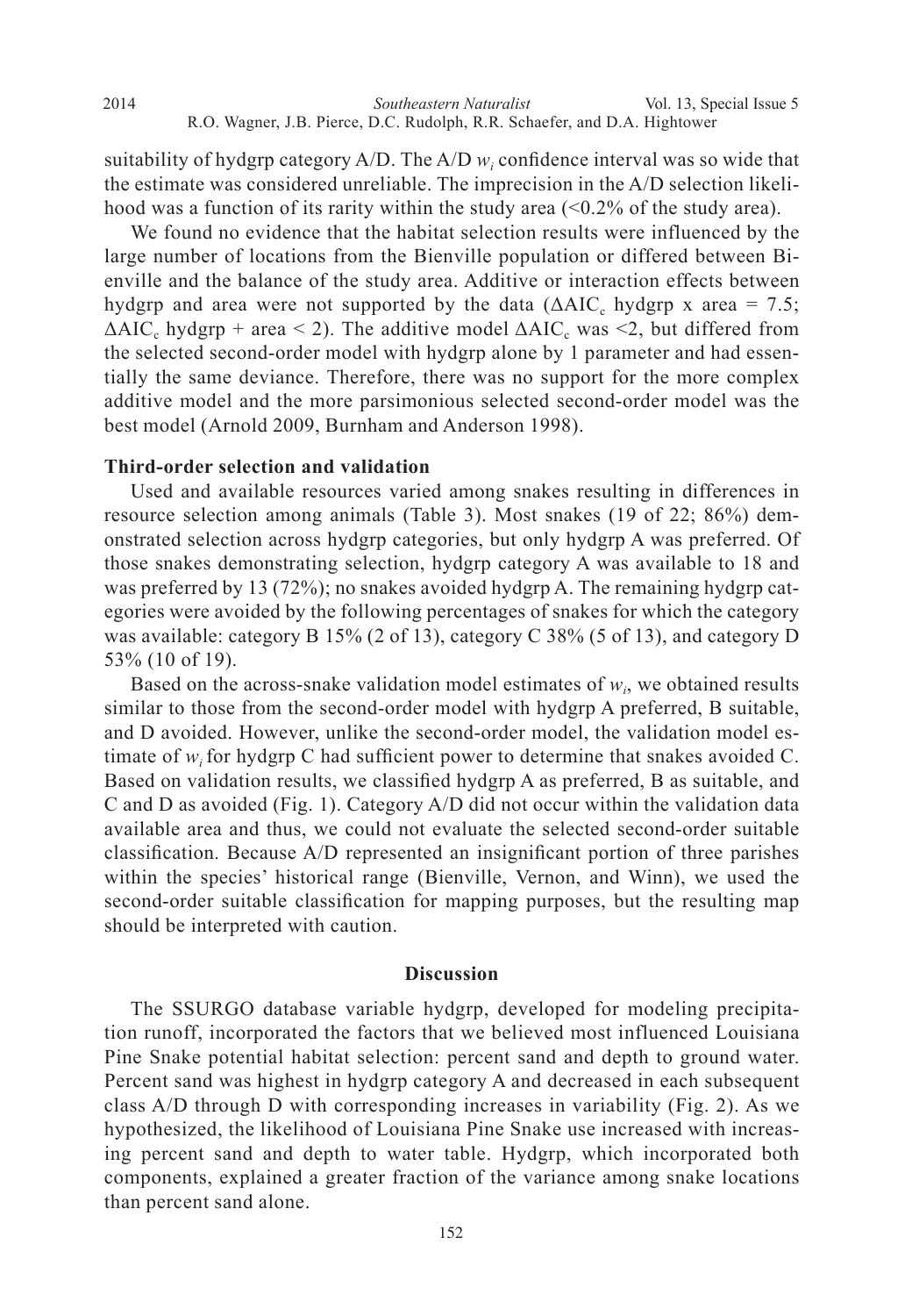suitability of hydgrp category A/D. The A/D $w_i$ confidence interval was so wide that the estimate was considered unreliable. The imprecision in the A/D selection likelihood was a function of its rarity within the study area (<0.2% of the study area).

We found no evidence that the habitat selection results were influenced by the large number of locations from the Bienville population or differed between Bienville and the balance of the study area. Additive or interaction effects between hydgrp and area were not supported by the data ($\Delta AIC_c$ hydgrp x area = 7.5; $\Delta AIC_c$ hydgrp + area < 2). The additive model $\Delta AIC_c$ was <2, but differed from the selected second-order model with hydgrp alone by 1 parameter and had essentially the same deviance. Therefore, there was no support for the more complex additive model and the more parsimonious selected second-order model was the best model (Arnold 2009, Burnham and Anderson 1998).

### Third-order selection and validation

Used and available resources varied among snakes resulting in differences in resource selection among animals (Table 3). Most snakes (19 of 22; 86%) demonstrated selection across hydgrp categories, but only hydgrp A was preferred. Of those snakes demonstrating selection, hydgrp category A was available to 18 and was preferred by 13 (72%); no snakes avoided hydgrp A. The remaining hydgrp categories were avoided by the following percentages of snakes for which the category was available: category B 15% (2 of 13), category C 38% (5 of 13), and category D 53% (10 of 19).

Based on the across-snake validation model estimates of $w_i$, we obtained results similar to those from the second-order model with hydgrp A preferred, B suitable, and D avoided. However, unlike the second-order model, the validation model estimate of $w_i$ for hydgrp C had sufficient power to determine that snakes avoided C. Based on validation results, we classified hydgrp A as preferred, B as suitable, and C and D as avoided (Fig. 1). Category A/D did not occur within the validation data available area and thus, we could not evaluate the selected second-order suitable classification. Because A/D represented an insignificant portion of three parishes within the species' historical range (Bienville, Vernon, and Winn), we used the second-order suitable classification for mapping purposes, but the resulting map should be interpreted with caution.

## Discussion

The SSURGO database variable hydgrp, developed for modeling precipitation runoff, incorporated the factors that we believed most influenced Louisiana Pine Snake potential habitat selection: percent sand and depth to ground water. Percent sand was highest in hydgrp category A and decreased in each subsequent class A/D through D with corresponding increases in variability (Fig. 2). As we hypothesized, the likelihood of Louisiana Pine Snake use increased with increasing percent sand and depth to water table. Hydgrp, which incorporated both components, explained a greater fraction of the variance among snake locations than percent sand alone.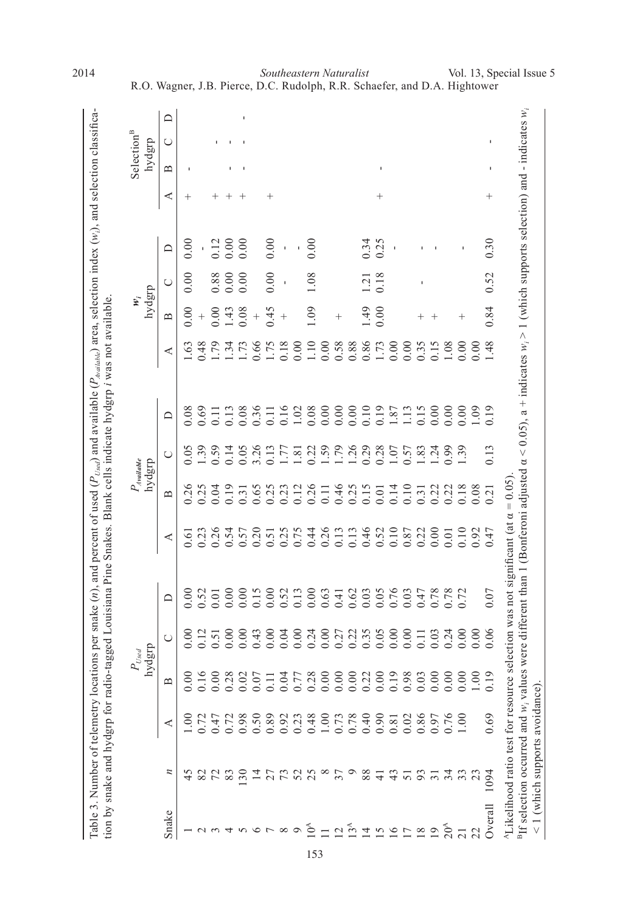Table 3. Number of telemetry locations per snake ($n$), and percent of used ($P_{Used}$) and available ($P_{Available}$) area, selection index ($w_i$), and selection classification by snake and hydgrp for radio-tagged Louisiana Pine Snakes. Blank cells indicate hydgrp $i$ was not available.

| Snake | $n$ | $P_{Used}$ hydgrp | | | | $P_{Available}$ hydgrp | | | | $w_i$ hydgrp | | | | Selection[B] hydgrp | | | |
|---|---|---|---|---|---|---|---|---|---|---|---|---|---|---|---|---|---|
| | | A | B | C | D | A | B | C | D | A | B | C | D | A | B | C | D |
| 1 | 45 | 1.00 | 0.00 | 0.00 | 0.00 | 0.61 | 0.26 | 0.05 | 0.08 | 1.63 | 0.00 | 0.00 | 0.00 | + | - | | |
| 2 | 82 | 0.72 | 0.16 | 0.12 | 0.52 | 0.23 | 0.25 | 1.39 | 0.69 | 0.48 | + | | - | | | | |
| 3 | 72 | 0.47 | 0.00 | 0.51 | 0.01 | 0.26 | 0.04 | 0.59 | 0.11 | 1.79 | 0.00 | 0.88 | 0.12 | + | | - | |
| 4 | 83 | 0.72 | 0.28 | 0.00 | 0.00 | 0.54 | 0.19 | 0.14 | 0.13 | 1.34 | 1.43 | 0.00 | 0.00 | + | - | - | |
| 5 | 130 | 0.98 | 0.02 | 0.00 | 0.00 | 0.57 | 0.31 | 0.05 | 0.08 | 1.73 | 0.08 | 0.00 | 0.00 | + | - | - | - |
| 6 | 14 | 0.50 | 0.07 | 0.43 | 0.15 | 0.20 | 0.65 | 3.26 | 0.36 | 0.66 | + | | | | | | |
| 7 | 27 | 0.89 | 0.11 | 0.00 | 0.00 | 0.51 | 0.25 | 0.13 | 0.11 | 1.75 | 0.45 | 0.00 | 0.00 | + | | | |
| 8 | 73 | 0.92 | 0.04 | 0.04 | 0.52 | 0.25 | 0.23 | 1.77 | 0.16 | 0.18 | + | - | - | | | | |
| 9 | 52 | 0.23 | 0.77 | 0.00 | 0.13 | 0.75 | 0.12 | 1.81 | 1.02 | 0.00 | | | - | | | | |
| 10[A] | 25 | 0.48 | 0.28 | 0.24 | 0.00 | 0.44 | 0.26 | 0.22 | 0.08 | 1.10 | 1.09 | 1.08 | 0.00 | | | | |
| 11 | 8 | 1.00 | 0.00 | 0.00 | 0.63 | 0.26 | 0.11 | 1.59 | 0.00 | 0.00 | | | | | | | |
| 12 | 37 | 0.73 | 0.00 | 0.27 | 0.41 | 0.13 | 0.46 | 1.79 | 0.00 | 0.58 | + | | | | | | |
| 13[A] | 9 | 0.78 | 0.00 | 0.22 | 0.62 | 0.13 | 0.25 | 1.26 | 0.00 | 0.88 | | | | | | | |
| 14 | 88 | 0.40 | 0.22 | 0.35 | 0.03 | 0.46 | 0.15 | 0.29 | 0.10 | 0.86 | 1.49 | 1.21 | 0.34 | | | | |
| 15 | 41 | 0.90 | 0.00 | 0.05 | 0.05 | 0.52 | 0.01 | 0.28 | 0.19 | 1.73 | 0.00 | 0.18 | 0.25 | + | - | | |
| 16 | 43 | 0.81 | 0.19 | 0.00 | 0.76 | 0.10 | 0.14 | 1.07 | 1.87 | 0.00 | | | - | | | | |
| 17 | 51 | 0.02 | 0.98 | 0.00 | 0.03 | 0.87 | 0.10 | 0.57 | 1.13 | 0.00 | | | | | | | |
| 18 | 93 | 0.86 | 0.03 | 0.11 | 0.47 | 0.22 | 0.31 | 1.83 | 0.15 | 0.35 | + | - | - | | | | |
| 19 | 31 | 0.97 | 0.00 | 0.03 | 0.78 | 0.00 | 0.22 | 1.24 | 0.00 | 0.15 | + | | - | | | | |
| 20[A] | 34 | 0.76 | 0.00 | 0.24 | 0.78 | 0.01 | 0.22 | 0.99 | 0.00 | 1.08 | | | | | | | |
| 21 | 33 | 1.00 | 0.00 | 0.00 | 0.72 | 0.10 | 0.18 | 1.39 | 0.00 | 0.00 | + | | - | | | | |
| 22 | 23 | | 1.00 | 0.00 | | 0.92 | 0.08 | | 1.09 | 0.00 | | | | | | | |
| Overall | 1094 | 0.69 | 0.19 | 0.06 | 0.07 | 0.47 | 0.21 | 0.13 | 0.19 | 1.48 | 0.84 | 0.52 | 0.30 | + | - | - | |

[A]Likelihood ratio test for resource selection was not significant (at $\alpha = 0.05$).

[B]If selection occurred and $w_i$ values were different than 1 (Bonferroni adjusted $\alpha < 0.05$), a + indicates $w_i > 1$ (which supports selection) and - indicates $w_i < 1$ (which supports avoidance).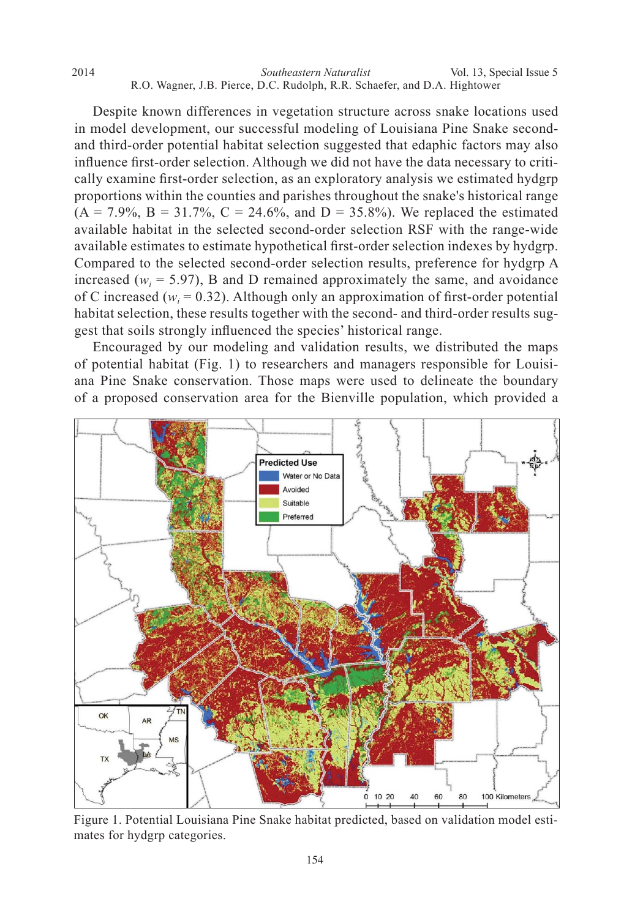Despite known differences in vegetation structure across snake locations used in model development, our successful modeling of Louisiana Pine Snake second- and third-order potential habitat selection suggested that edaphic factors may also influence first-order selection. Although we did not have the data necessary to critically examine first-order selection, as an exploratory analysis we estimated hydgrp proportions within the counties and parishes throughout the snake's historical range (A = 7.9%, B = 31.7%, C = 24.6%, and D = 35.8%). We replaced the estimated available habitat in the selected second-order selection RSF with the range-wide available estimates to estimate hypothetical first-order selection indexes by hydgrp. Compared to the selected second-order selection results, preference for hydgrp A increased ($w_i$ = 5.97), B and D remained approximately the same, and avoidance of C increased ($w_i$ = 0.32). Although only an approximation of first-order potential habitat selection, these results together with the second- and third-order results suggest that soils strongly influenced the species' historical range.

Encouraged by our modeling and validation results, we distributed the maps of potential habitat (Fig. 1) to researchers and managers responsible for Louisiana Pine Snake conservation. Those maps were used to delineate the boundary of a proposed conservation area for the Bienville population, which provided a

Figure 1. Potential Louisiana Pine Snake habitat predicted, based on validation model estimates for hydgrp categories.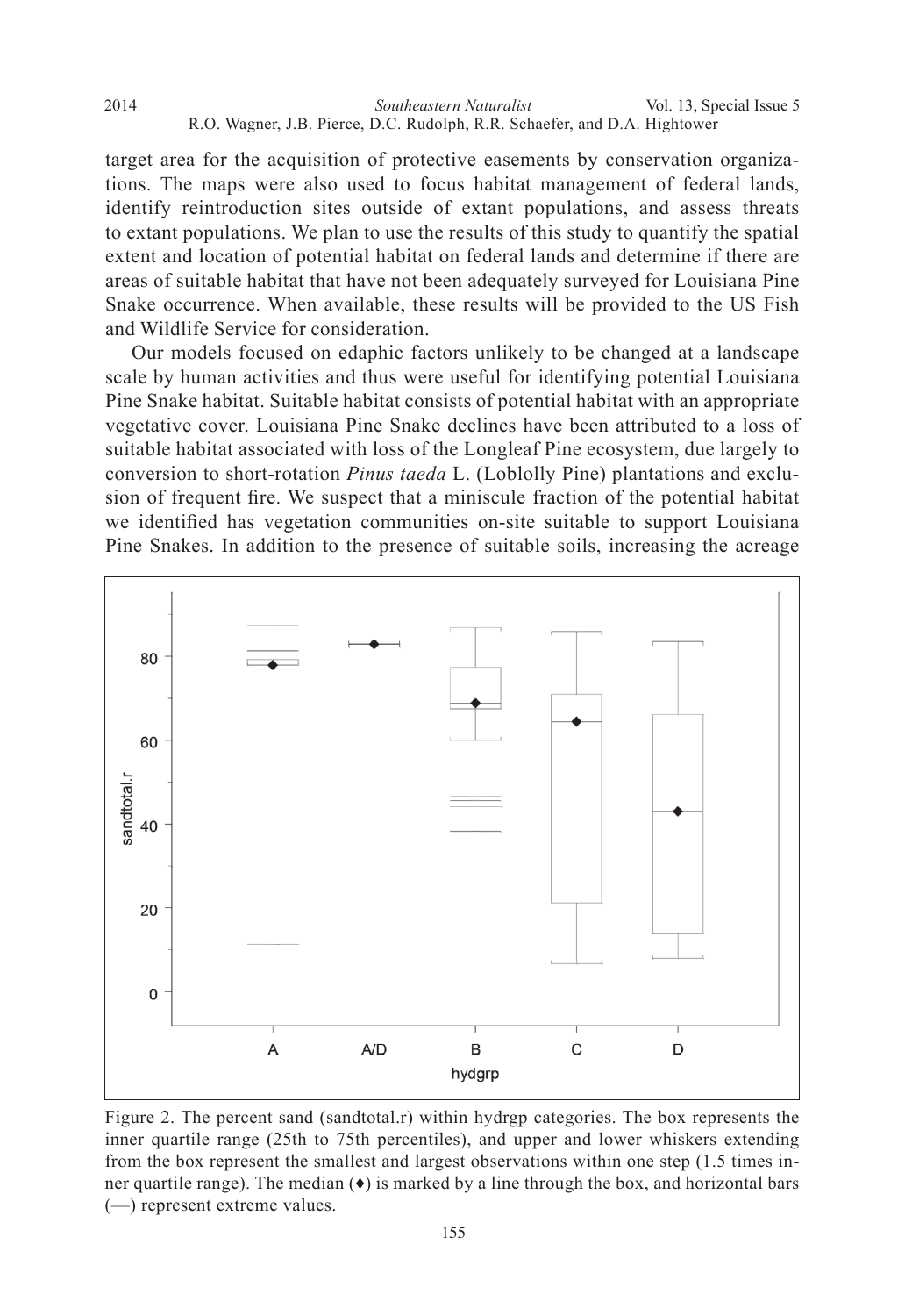target area for the acquisition of protective easements by conservation organizations. The maps were also used to focus habitat management of federal lands, identify reintroduction sites outside of extant populations, and assess threats to extant populations. We plan to use the results of this study to quantify the spatial extent and location of potential habitat on federal lands and determine if there are areas of suitable habitat that have not been adequately surveyed for Louisiana Pine Snake occurrence. When available, these results will be provided to the US Fish and Wildlife Service for consideration.

Our models focused on edaphic factors unlikely to be changed at a landscape scale by human activities and thus were useful for identifying potential Louisiana Pine Snake habitat. Suitable habitat consists of potential habitat with an appropriate vegetative cover. Louisiana Pine Snake declines have been attributed to a loss of suitable habitat associated with loss of the Longleaf Pine ecosystem, due largely to conversion to short-rotation *Pinus taeda* L. (Loblolly Pine) plantations and exclusion of frequent fire. We suspect that a miniscule fraction of the potential habitat we identified has vegetation communities on-site suitable to support Louisiana Pine Snakes. In addition to the presence of suitable soils, increasing the acreage

Figure 2. The percent sand (sandtotal.r) within hydrgp categories. The box represents the inner quartile range (25th to 75th percentiles), and upper and lower whiskers extending from the box represent the smallest and largest observations within one step (1.5 times inner quartile range). The median (♦) is marked by a line through the box, and horizontal bars (—) represent extreme values.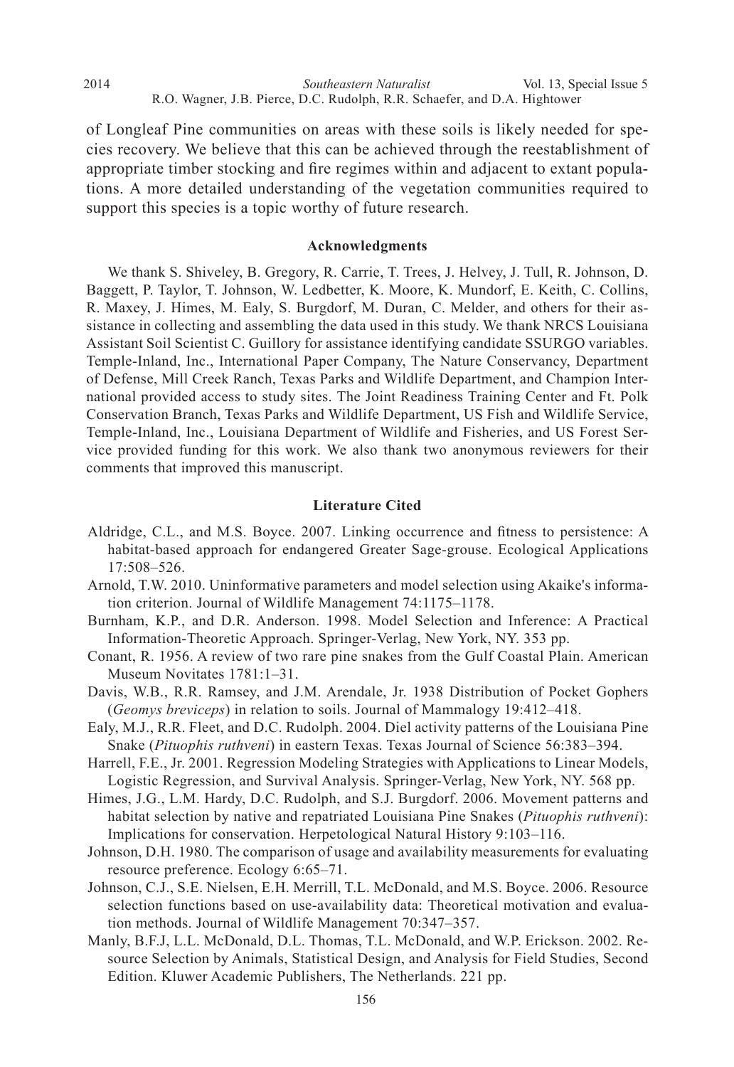of Longleaf Pine communities on areas with these soils is likely needed for species recovery. We believe that this can be achieved through the reestablishment of appropriate timber stocking and fire regimes within and adjacent to extant populations. A more detailed understanding of the vegetation communities required to support this species is a topic worthy of future research.

## Acknowledgments

We thank S. Shiveley, B. Gregory, R. Carrie, T. Trees, J. Helvey, J. Tull, R. Johnson, D. Baggett, P. Taylor, T. Johnson, W. Ledbetter, K. Moore, K. Mundorf, E. Keith, C. Collins, R. Maxey, J. Himes, M. Ealy, S. Burgdorf, M. Duran, C. Melder, and others for their assistance in collecting and assembling the data used in this study. We thank NRCS Louisiana Assistant Soil Scientist C. Guillory for assistance identifying candidate SSURGO variables. Temple-Inland, Inc., International Paper Company, The Nature Conservancy, Department of Defense, Mill Creek Ranch, Texas Parks and Wildlife Department, and Champion International provided access to study sites. The Joint Readiness Training Center and Ft. Polk Conservation Branch, Texas Parks and Wildlife Department, US Fish and Wildlife Service, Temple-Inland, Inc., Louisiana Department of Wildlife and Fisheries, and US Forest Service provided funding for this work. We also thank two anonymous reviewers for their comments that improved this manuscript.

## Literature Cited

Aldridge, C.L., and M.S. Boyce. 2007. Linking occurrence and fitness to persistence: A habitat-based approach for endangered Greater Sage-grouse. Ecological Applications 17:508–526.

Arnold, T.W. 2010. Uninformative parameters and model selection using Akaike's information criterion. Journal of Wildlife Management 74:1175–1178.

Burnham, K.P., and D.R. Anderson. 1998. Model Selection and Inference: A Practical Information-Theoretic Approach. Springer-Verlag, New York, NY. 353 pp.

Conant, R. 1956. A review of two rare pine snakes from the Gulf Coastal Plain. American Museum Novitates 1781:1–31.

Davis, W.B., R.R. Ramsey, and J.M. Arendale, Jr. 1938 Distribution of Pocket Gophers (*Geomys breviceps*) in relation to soils. Journal of Mammalogy 19:412–418.

Ealy, M.J., R.R. Fleet, and D.C. Rudolph. 2004. Diel activity patterns of the Louisiana Pine Snake (*Pituophis ruthveni*) in eastern Texas. Texas Journal of Science 56:383–394.

Harrell, F.E., Jr. 2001. Regression Modeling Strategies with Applications to Linear Models, Logistic Regression, and Survival Analysis. Springer-Verlag, New York, NY. 568 pp.

Himes, J.G., L.M. Hardy, D.C. Rudolph, and S.J. Burgdorf. 2006. Movement patterns and habitat selection by native and repatriated Louisiana Pine Snakes (*Pituophis ruthveni*): Implications for conservation. Herpetological Natural History 9:103–116.

Johnson, D.H. 1980. The comparison of usage and availability measurements for evaluating resource preference. Ecology 6:65–71.

Johnson, C.J., S.E. Nielsen, E.H. Merrill, T.L. McDonald, and M.S. Boyce. 2006. Resource selection functions based on use-availability data: Theoretical motivation and evaluation methods. Journal of Wildlife Management 70:347–357.

Manly, B.F.J, L.L. McDonald, D.L. Thomas, T.L. McDonald, and W.P. Erickson. 2002. Resource Selection by Animals, Statistical Design, and Analysis for Field Studies, Second Edition. Kluwer Academic Publishers, The Netherlands. 221 pp.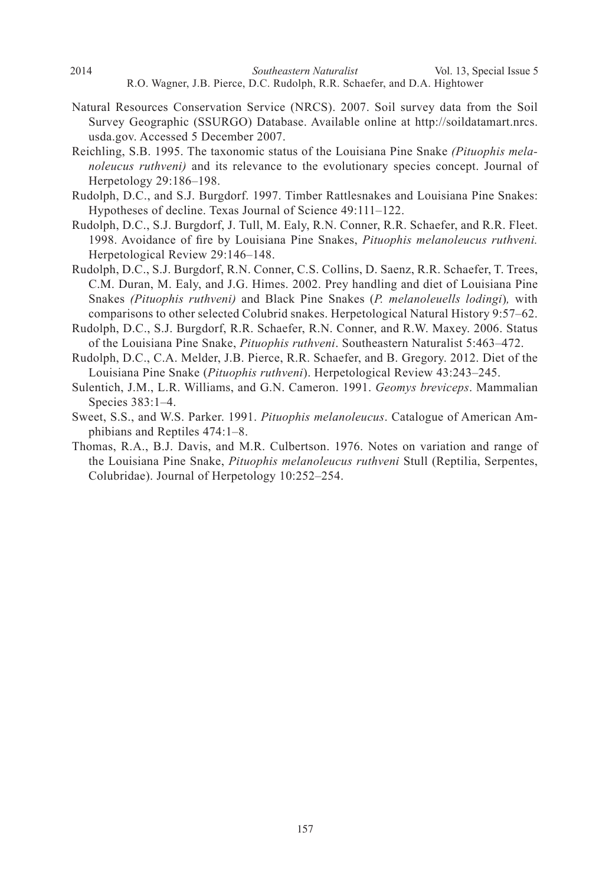Natural Resources Conservation Service (NRCS). 2007. Soil survey data from the Soil Survey Geographic (SSURGO) Database. Available online at http://soildatamart.nrcs.usda.gov. Accessed 5 December 2007.

Reichling, S.B. 1995. The taxonomic status of the Louisiana Pine Snake *(Pituophis melanoleucus ruthveni)* and its relevance to the evolutionary species concept. Journal of Herpetology 29:186–198.

Rudolph, D.C., and S.J. Burgdorf. 1997. Timber Rattlesnakes and Louisiana Pine Snakes: Hypotheses of decline. Texas Journal of Science 49:111–122.

Rudolph, D.C., S.J. Burgdorf, J. Tull, M. Ealy, R.N. Conner, R.R. Schaefer, and R.R. Fleet. 1998. Avoidance of fire by Louisiana Pine Snakes, *Pituophis melanoleucus ruthveni.* Herpetological Review 29:146–148.

Rudolph, D.C., S.J. Burgdorf, R.N. Conner, C.S. Collins, D. Saenz, R.R. Schaefer, T. Trees, C.M. Duran, M. Ealy, and J.G. Himes. 2002. Prey handling and diet of Louisiana Pine Snakes *(Pituophis ruthveni)* and Black Pine Snakes (*P. melanoleuells lodingi*)*,* with comparisons to other selected Colubrid snakes. Herpetological Natural History 9:57–62.

Rudolph, D.C., S.J. Burgdorf, R.R. Schaefer, R.N. Conner, and R.W. Maxey. 2006. Status of the Louisiana Pine Snake, *Pituophis ruthveni*. Southeastern Naturalist 5:463–472.

Rudolph, D.C., C.A. Melder, J.B. Pierce, R.R. Schaefer, and B. Gregory. 2012. Diet of the Louisiana Pine Snake (*Pituophis ruthveni*). Herpetological Review 43:243–245.

Sulentich, J.M., L.R. Williams, and G.N. Cameron. 1991. *Geomys breviceps*. Mammalian Species 383:1–4.

Sweet, S.S., and W.S. Parker. 1991. *Pituophis melanoleucus*. Catalogue of American Amphibians and Reptiles 474:1–8.

Thomas, R.A., B.J. Davis, and M.R. Culbertson. 1976. Notes on variation and range of the Louisiana Pine Snake, *Pituophis melanoleucus ruthveni* Stull (Reptilia, Serpentes, Colubridae). Journal of Herpetology 10:252–254.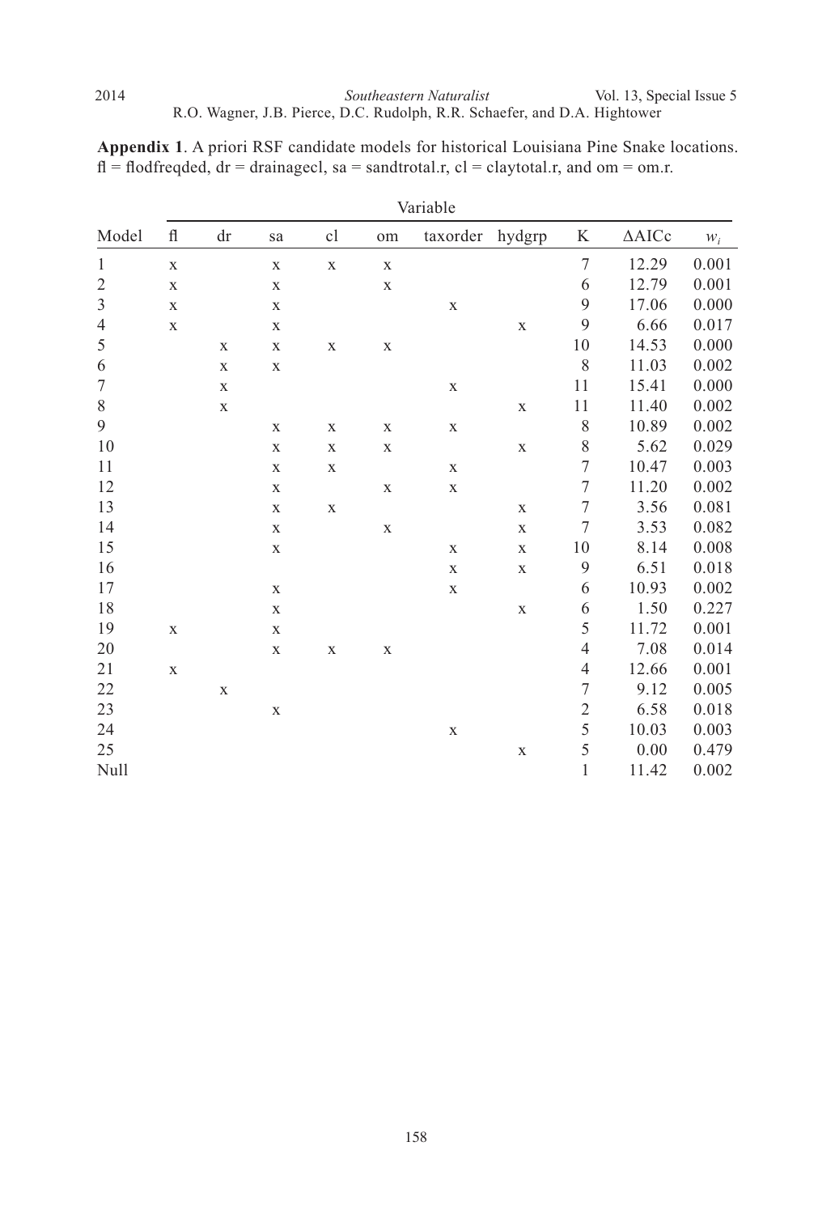**Appendix 1**. A priori RSF candidate models for historical Louisiana Pine Snake locations. fl = flodfreqded, dr = drainagecl, sa = sandtrotal.r, cl = claytotal.r, and om = om.r.

| | Variable | | | | | | | | | |
|---|---|---|---|---|---|---|---|---|---|---|
| Model | fl | dr | sa | cl | om | taxorder | hydgrp | K | ΔAICc | $w_i$ |
| 1 | x | | x | x | x | | | 7 | 12.29 | 0.001 |
| 2 | x | | x | | x | | | 6 | 12.79 | 0.001 |
| 3 | x | | x | | | x | | 9 | 17.06 | 0.000 |
| 4 | x | | x | | | | x | 9 | 6.66 | 0.017 |
| 5 | | x | x | x | x | | | 10 | 14.53 | 0.000 |
| 6 | | x | x | | | | | 8 | 11.03 | 0.002 |
| 7 | | x | | | | x | | 11 | 15.41 | 0.000 |
| 8 | | x | | | | | x | 11 | 11.40 | 0.002 |
| 9 | | | x | x | x | x | | 8 | 10.89 | 0.002 |
| 10 | | | x | x | x | | x | 8 | 5.62 | 0.029 |
| 11 | | | x | x | | x | | 7 | 10.47 | 0.003 |
| 12 | | | x | | x | x | | 7 | 11.20 | 0.002 |
| 13 | | | x | x | | | x | 7 | 3.56 | 0.081 |
| 14 | | | x | | x | | x | 7 | 3.53 | 0.082 |
| 15 | | | x | | | x | x | 10 | 8.14 | 0.008 |
| 16 | | | | | | x | x | 9 | 6.51 | 0.018 |
| 17 | | | x | | | x | | 6 | 10.93 | 0.002 |
| 18 | | | x | | | | x | 6 | 1.50 | 0.227 |
| 19 | x | | x | | | | | 5 | 11.72 | 0.001 |
| 20 | | | x | x | x | | | 4 | 7.08 | 0.014 |
| 21 | x | | | | | | | 4 | 12.66 | 0.001 |
| 22 | | x | | | | | | 7 | 9.12 | 0.005 |
| 23 | | | x | | | | | 2 | 6.58 | 0.018 |
| 24 | | | | | | x | | 5 | 10.03 | 0.003 |
| 25 | | | | | | | x | 5 | 0.00 | 0.479 |
| Null | | | | | | | | 1 | 11.42 | 0.002 |